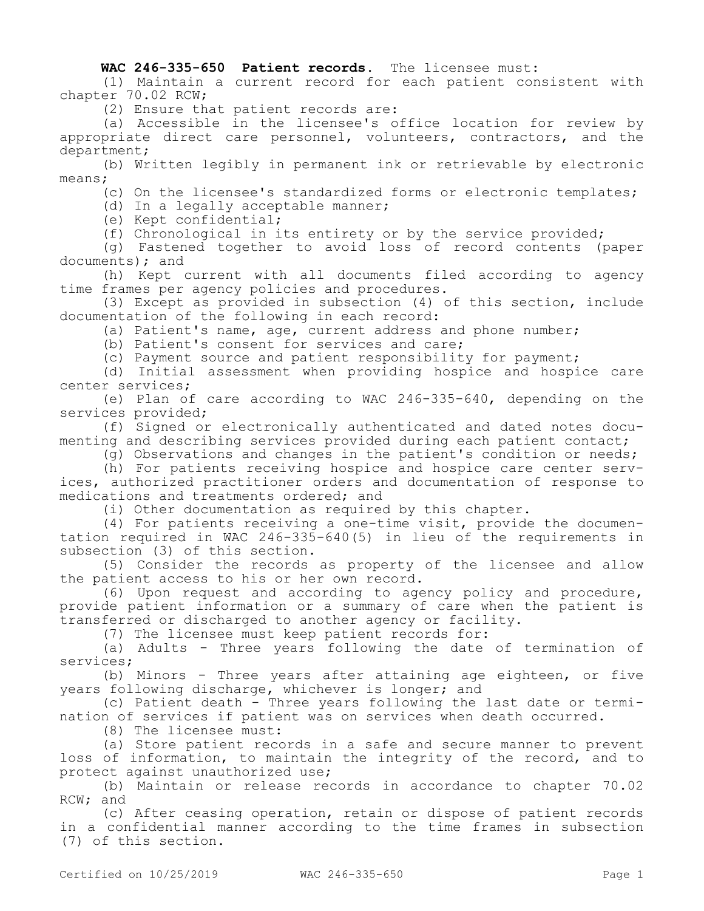**WAC 246-335-650 Patient records.** The licensee must:

(1) Maintain a current record for each patient consistent with chapter 70.02 RCW;

(2) Ensure that patient records are:

(a) Accessible in the licensee's office location for review by appropriate direct care personnel, volunteers, contractors, and the department;

(b) Written legibly in permanent ink or retrievable by electronic means;

(c) On the licensee's standardized forms or electronic templates;

(d) In a legally acceptable manner;

(e) Kept confidential;

(f) Chronological in its entirety or by the service provided;

(g) Fastened together to avoid loss of record contents (paper documents); and

(h) Kept current with all documents filed according to agency time frames per agency policies and procedures.

(3) Except as provided in subsection (4) of this section, include documentation of the following in each record:

(a) Patient's name, age, current address and phone number;

(b) Patient's consent for services and care;

(c) Payment source and patient responsibility for payment;

(d) Initial assessment when providing hospice and hospice care center services;

(e) Plan of care according to WAC 246-335-640, depending on the services provided;

(f) Signed or electronically authenticated and dated notes documenting and describing services provided during each patient contact;

(g) Observations and changes in the patient's condition or needs;

(h) For patients receiving hospice and hospice care center services, authorized practitioner orders and documentation of response to medications and treatments ordered; and

(i) Other documentation as required by this chapter.

(4) For patients receiving a one-time visit, provide the documentation required in WAC 246-335-640(5) in lieu of the requirements in subsection (3) of this section.

(5) Consider the records as property of the licensee and allow the patient access to his or her own record.

(6) Upon request and according to agency policy and procedure, provide patient information or a summary of care when the patient is transferred or discharged to another agency or facility.

(7) The licensee must keep patient records for:

(a) Adults - Three years following the date of termination of services;

(b) Minors - Three years after attaining age eighteen, or five years following discharge, whichever is longer; and

(c) Patient death - Three years following the last date or termination of services if patient was on services when death occurred.

(8) The licensee must:

(a) Store patient records in a safe and secure manner to prevent loss of information, to maintain the integrity of the record, and to protect against unauthorized use;

(b) Maintain or release records in accordance to chapter 70.02 RCW; and

(c) After ceasing operation, retain or dispose of patient records in a confidential manner according to the time frames in subsection (7) of this section.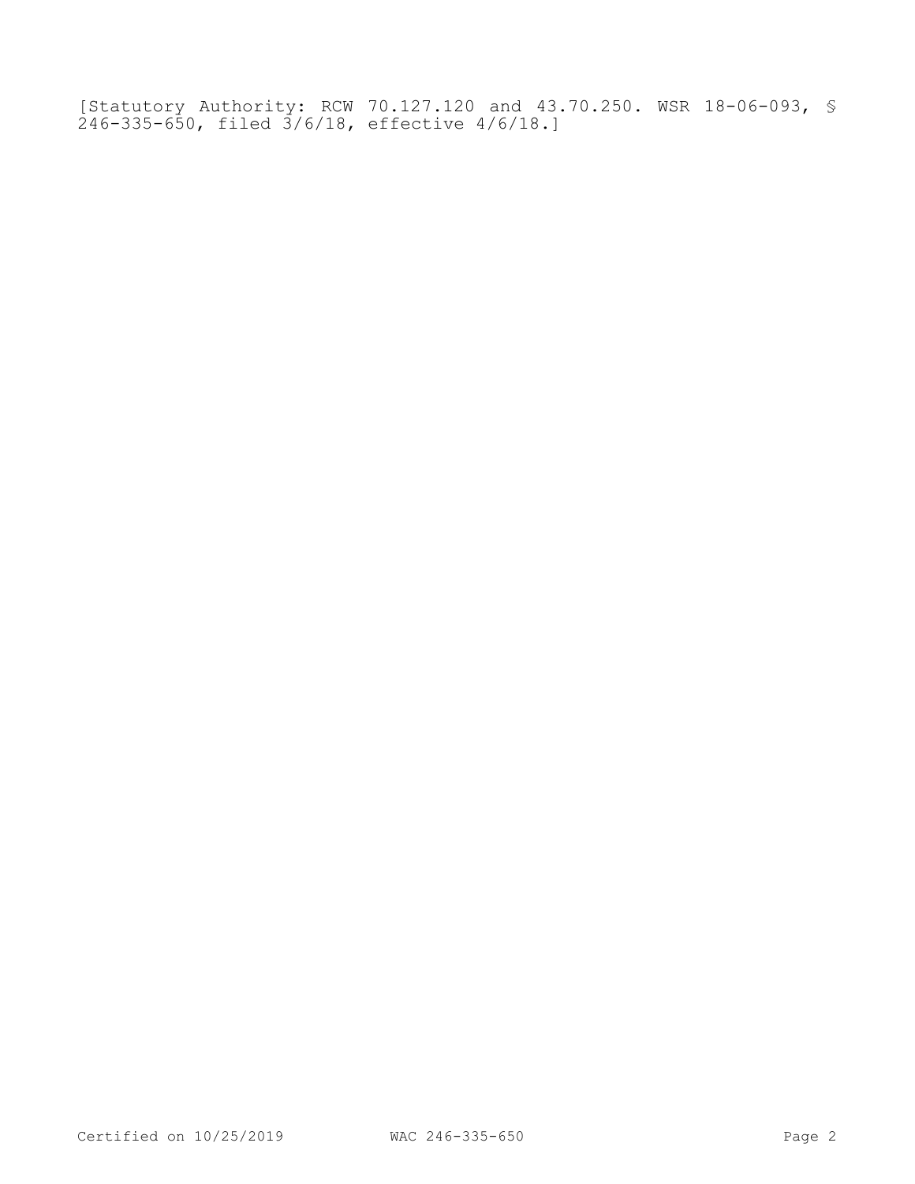[Statutory Authority: RCW 70.127.120 and 43.70.250. WSR 18-06-093, § 246-335-650, filed 3/6/18, effective 4/6/18.]